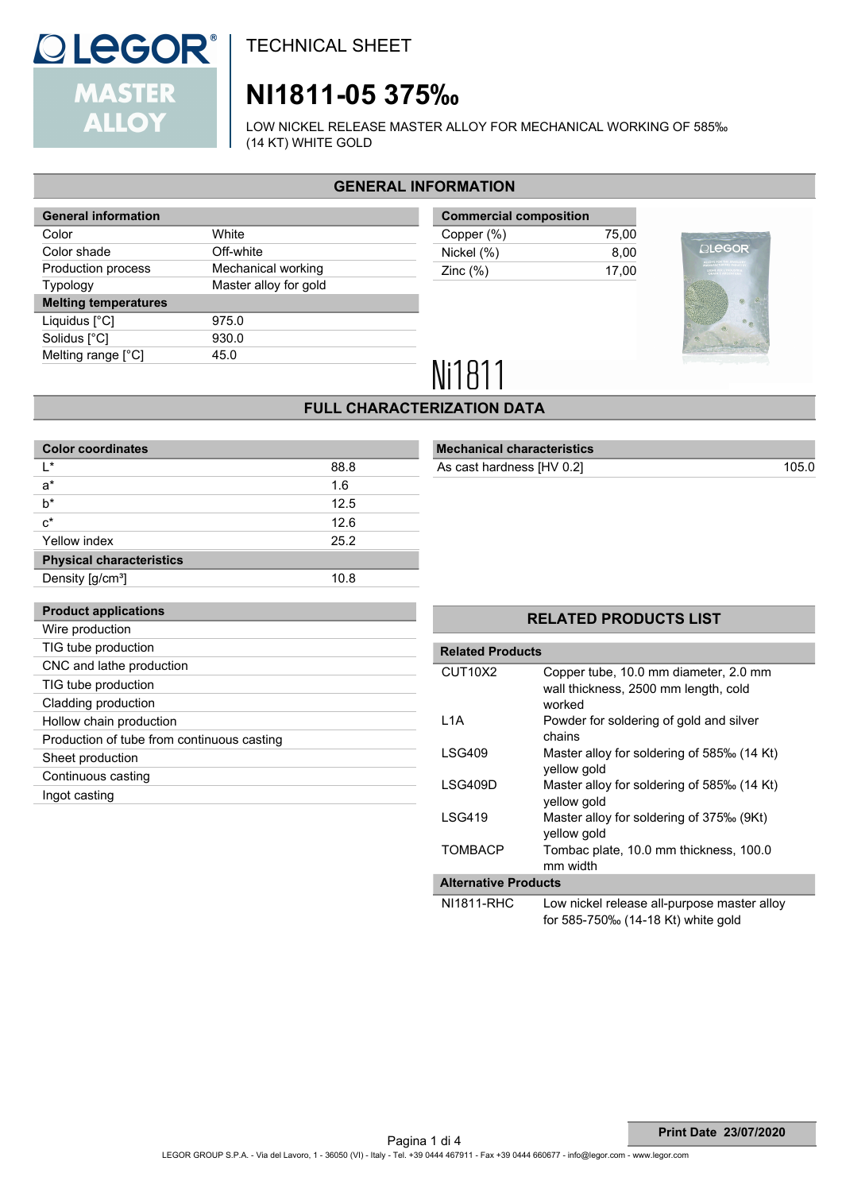# TECHNICAL SHEET

# NI1811-05 375‰

LOW NICKEL RELEASE MASTER ALLOY FOR MECHANICAL WORKING OF 585‰ (14 KT) WHITE GOLD

## GENERAL INFORMATION

| General information | |
|---|---|
| Color | White |
| Color shade | Off-white |
| Production process | Mechanical working |
| Typology | Master alloy for gold |
| **Melting temperatures** | |
| Liquidus [°C] | 975.0 |
| Solidus [°C] | 930.0 |
| Melting range [°C] | 45.0 |

| Commercial composition | |
|---|---|
| Copper (%) | 75,00 |
| Nickel (%) | 8,00 |
| Zinc (%) | 17,00 |

Ni1811

## FULL CHARACTERIZATION DATA

| Color coordinates | |
|---|---|
| L* | 88.8 |
| a* | 1.6 |
| b* | 12.5 |
| c* | 12.6 |
| Yellow index | 25.2 |
| **Physical characteristics** | |
| Density [g/cm³] | 10.8 |

| Mechanical characteristics | |
|---|---|
| As cast hardness [HV 0.2] | 105.0 |

| Product applications |
|---|
| Wire production |
| TIG tube production |
| CNC and lathe production |
| TIG tube production |
| Cladding production |
| Hollow chain production |
| Production of tube from continuous casting |
| Sheet production |
| Continuous casting |
| Ingot casting |

## RELATED PRODUCTS LIST

| Related Products | |
|---|---|
| CUT10X2 | Copper tube, 10.0 mm diameter, 2.0 mm wall thickness, 2500 mm length, cold worked |
| L1A | Powder for soldering of gold and silver chains |
| LSG409 | Master alloy for soldering of 585‰ (14 Kt) yellow gold |
| LSG409D | Master alloy for soldering of 585‰ (14 Kt) yellow gold |
| LSG419 | Master alloy for soldering of 375‰ (9Kt) yellow gold |
| TOMBACP | Tombac plate, 10.0 mm thickness, 100.0 mm width |
| **Alternative Products** | |
| NI1811-RHC | Low nickel release all-purpose master alloy for 585-750‰ (14-18 Kt) white gold |

Print Date 23/07/2020

LEGOR GROUP S.P.A. - Via del Lavoro, 1 - 36050 (VI) - Italy - Tel. +39 0444 467911 - Fax +39 0444 660677 - info@legor.com - www.legor.com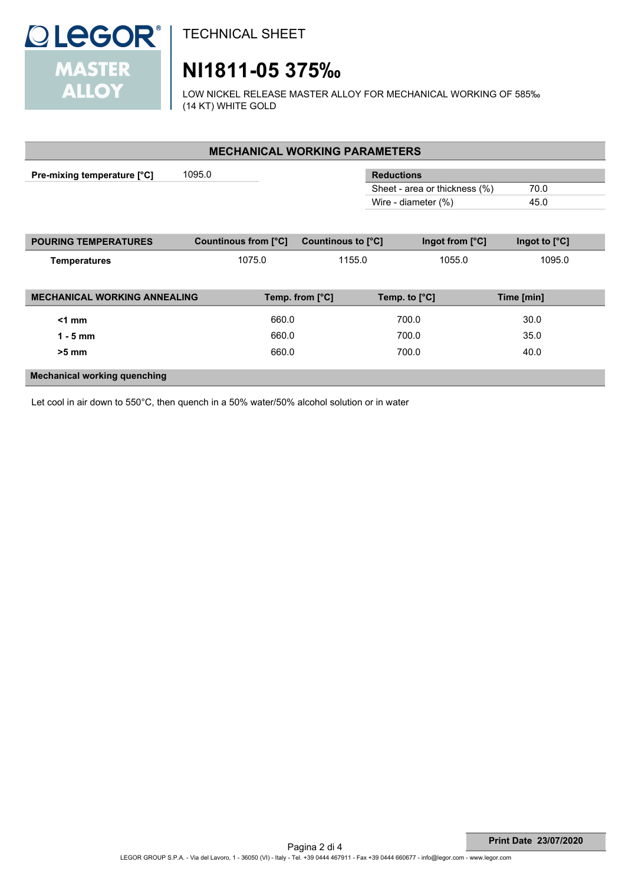TECHNICAL SHEET

# NI1811-05 375‰

LOW NICKEL RELEASE MASTER ALLOY FOR MECHANICAL WORKING OF 585‰ (14 KT) WHITE GOLD

## MECHANICAL WORKING PARAMETERS

| Pre-mixing temperature [°C] | 1095.0 |
|---|---|

| Reductions | |
|---|---|
| Sheet - area or thickness (%) | 70.0 |
| Wire - diameter (%) | 45.0 |

| POURING TEMPERATURES | Countinous from [°C] | Countinous to [°C] | Ingot from [°C] | Ingot to [°C] |
|---|---|---|---|---|
| **Temperatures** | 1075.0 | 1155.0 | 1055.0 | 1095.0 |

| MECHANICAL WORKING ANNEALING | Temp. from [°C] | Temp. to [°C] | Time [min] |
|---|---|---|---|
| **<1 mm** | 660.0 | 700.0 | 30.0 |
| **1 - 5 mm** | 660.0 | 700.0 | 35.0 |
| **>5 mm** | 660.0 | 700.0 | 40.0 |

**Mechanical working quenching**

Let cool in air down to 550°C, then quench in a 50% water/50% alcohol solution or in water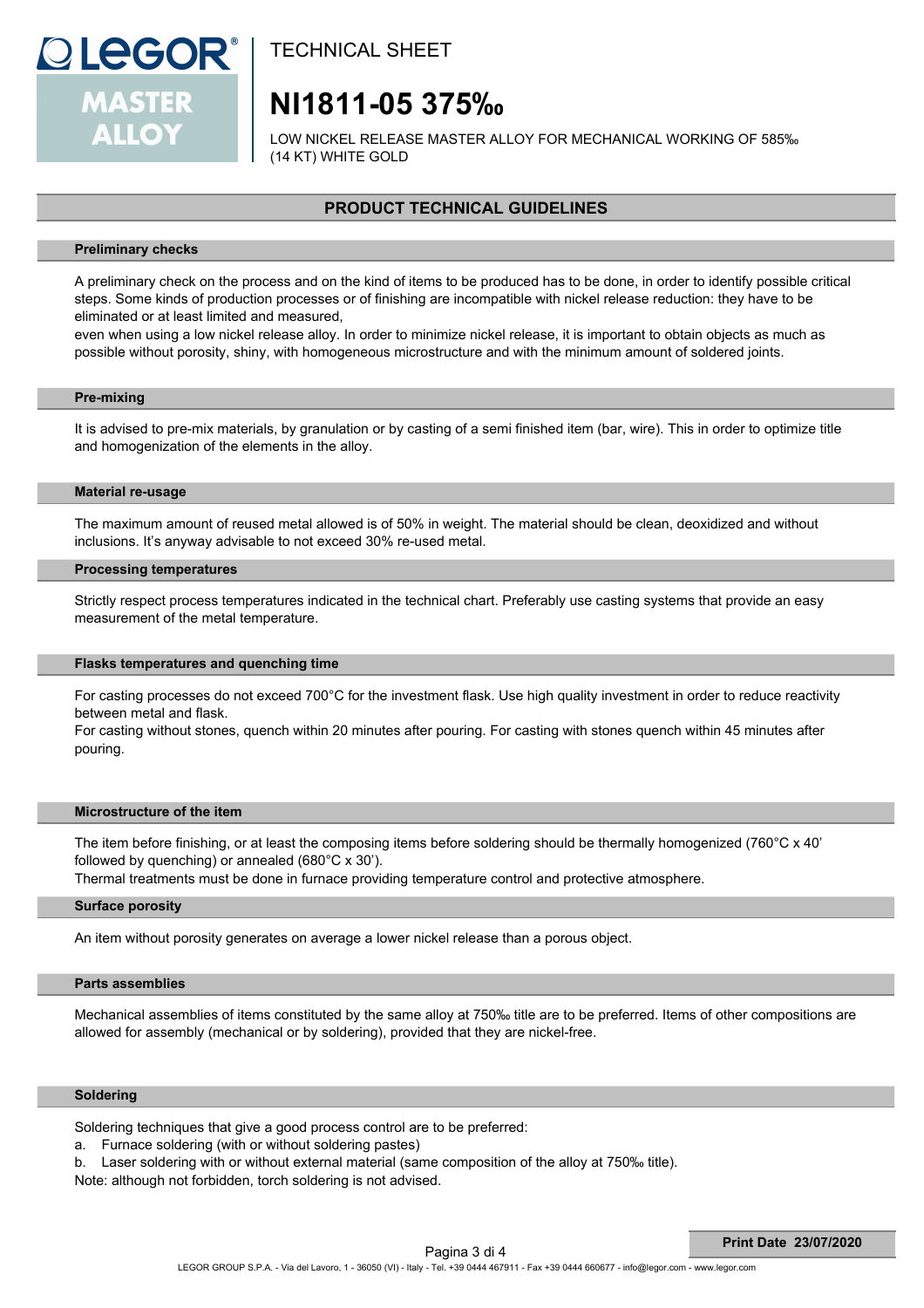TECHNICAL SHEET

# NI1811-05 375‰

LOW NICKEL RELEASE MASTER ALLOY FOR MECHANICAL WORKING OF 585‰ (14 KT) WHITE GOLD

## PRODUCT TECHNICAL GUIDELINES

### Preliminary checks

A preliminary check on the process and on the kind of items to be produced has to be done, in order to identify possible critical steps. Some kinds of production processes or of finishing are incompatible with nickel release reduction: they have to be eliminated or at least limited and measured,
even when using a low nickel release alloy. In order to minimize nickel release, it is important to obtain objects as much as possible without porosity, shiny, with homogeneous microstructure and with the minimum amount of soldered joints.

### Pre-mixing

It is advised to pre-mix materials, by granulation or by casting of a semi finished item (bar, wire). This in order to optimize title and homogenization of the elements in the alloy.

### Material re-usage

The maximum amount of reused metal allowed is of 50% in weight. The material should be clean, deoxidized and without inclusions. It's anyway advisable to not exceed 30% re-used metal.

### Processing temperatures

Strictly respect process temperatures indicated in the technical chart. Preferably use casting systems that provide an easy measurement of the metal temperature.

### Flasks temperatures and quenching time

For casting processes do not exceed 700°C for the investment flask. Use high quality investment in order to reduce reactivity between metal and flask.
For casting without stones, quench within 20 minutes after pouring. For casting with stones quench within 45 minutes after pouring.

### Microstructure of the item

The item before finishing, or at least the composing items before soldering should be thermally homogenized (760°C x 40' followed by quenching) or annealed (680°C x 30').
Thermal treatments must be done in furnace providing temperature control and protective atmosphere.

### Surface porosity

An item without porosity generates on average a lower nickel release than a porous object.

### Parts assemblies

Mechanical assemblies of items constituted by the same alloy at 750‰ title are to be preferred. Items of other compositions are allowed for assembly (mechanical or by soldering), provided that they are nickel-free.

### Soldering

Soldering techniques that give a good process control are to be preferred:

a. Furnace soldering (with or without soldering pastes)
b. Laser soldering with or without external material (same composition of the alloy at 750‰ title).

Note: although not forbidden, torch soldering is not advised.

**Print Date 23/07/2020**

LEGOR GROUP S.P.A. - Via del Lavoro, 1 - 36050 (VI) - Italy - Tel. +39 0444 467911 - Fax +39 0444 660677 - info@legor.com - www.legor.com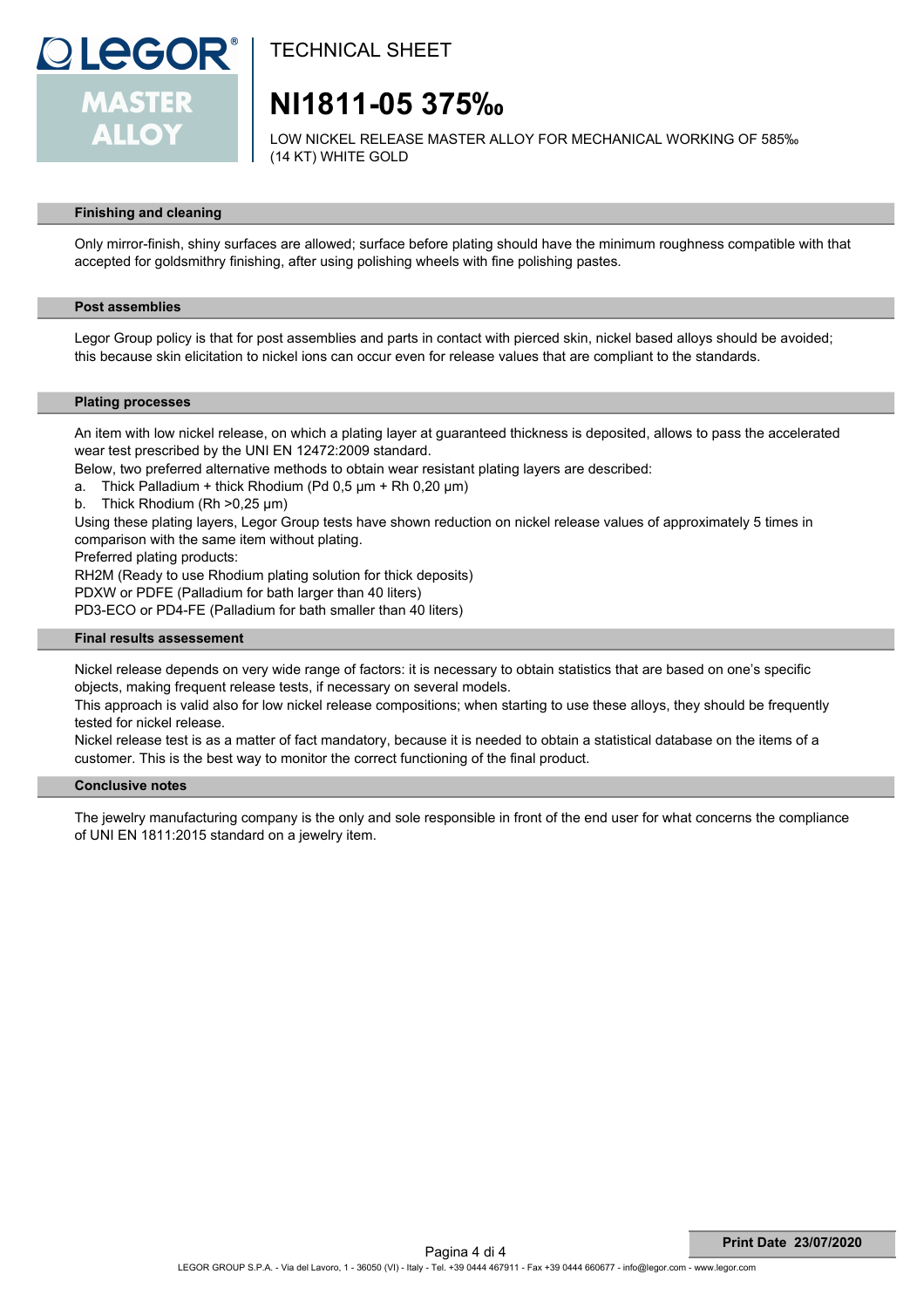## Finishing and cleaning

Only mirror-finish, shiny surfaces are allowed; surface before plating should have the minimum roughness compatible with that accepted for goldsmithry finishing, after using polishing wheels with fine polishing pastes.

## Post assemblies

Legor Group policy is that for post assemblies and parts in contact with pierced skin, nickel based alloys should be avoided; this because skin elicitation to nickel ions can occur even for release values that are compliant to the standards.

## Plating processes

An item with low nickel release, on which a plating layer at guaranteed thickness is deposited, allows to pass the accelerated wear test prescribed by the UNI EN 12472:2009 standard.

Below, two preferred alternative methods to obtain wear resistant plating layers are described:

a. Thick Palladium + thick Rhodium (Pd 0,5 µm + Rh 0,20 µm)
b. Thick Rhodium (Rh >0,25 µm)

Using these plating layers, Legor Group tests have shown reduction on nickel release values of approximately 5 times in comparison with the same item without plating.

Preferred plating products:

RH2M (Ready to use Rhodium plating solution for thick deposits)
PDXW or PDFE (Palladium for bath larger than 40 liters)
PD3-ECO or PD4-FE (Palladium for bath smaller than 40 liters)

## Final results assessement

Nickel release depends on very wide range of factors: it is necessary to obtain statistics that are based on one's specific objects, making frequent release tests, if necessary on several models.

This approach is valid also for low nickel release compositions; when starting to use these alloys, they should be frequently tested for nickel release.

Nickel release test is as a matter of fact mandatory, because it is needed to obtain a statistical database on the items of a customer. This is the best way to monitor the correct functioning of the final product.

## Conclusive notes

The jewelry manufacturing company is the only and sole responsible in front of the end user for what concerns the compliance of UNI EN 1811:2015 standard on a jewelry item.